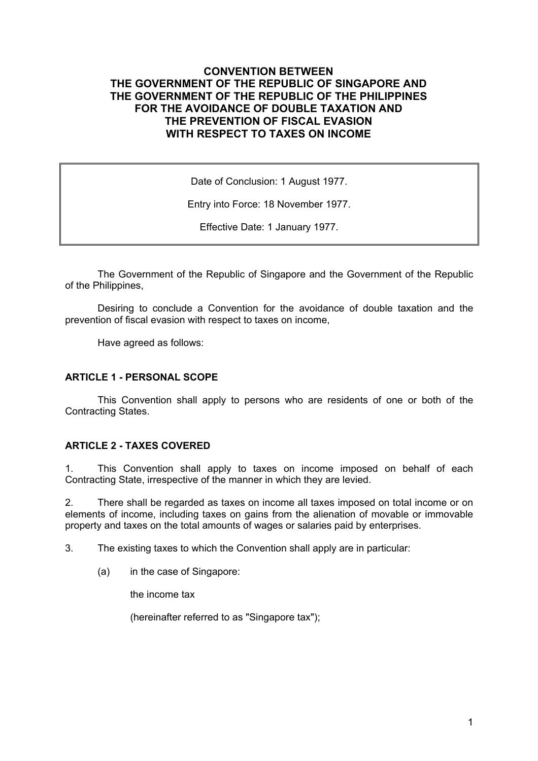# CONVENTION BETWEEN THE GOVERNMENT OF THE REPUBLIC OF SINGAPORE AND THE GOVERNMENT OF THE REPUBLIC OF THE PHILIPPINES FOR THE AVOIDANCE OF DOUBLE TAXATION AND THE PREVENTION OF FISCAL EVASION WITH RESPECT TO TAXES ON INCOME

Date of Conclusion: 1 August 1977.

Entry into Force: 18 November 1977.

Effective Date: 1 January 1977.

The Government of the Republic of Singapore and the Government of the Republic of the Philippines,

Desiring to conclude a Convention for the avoidance of double taxation and the prevention of fiscal evasion with respect to taxes on income,

Have agreed as follows:

## ARTICLE 1 - PERSONAL SCOPE

This Convention shall apply to persons who are residents of one or both of the Contracting States.

## ARTICLE 2 - TAXES COVERED

1. This Convention shall apply to taxes on income imposed on behalf of each Contracting State, irrespective of the manner in which they are levied.

2. There shall be regarded as taxes on income all taxes imposed on total income or on elements of income, including taxes on gains from the alienation of movable or immovable property and taxes on the total amounts of wages or salaries paid by enterprises.

3. The existing taxes to which the Convention shall apply are in particular:

   (a) in the case of Singapore:

   the income tax

   (hereinafter referred to as "Singapore tax");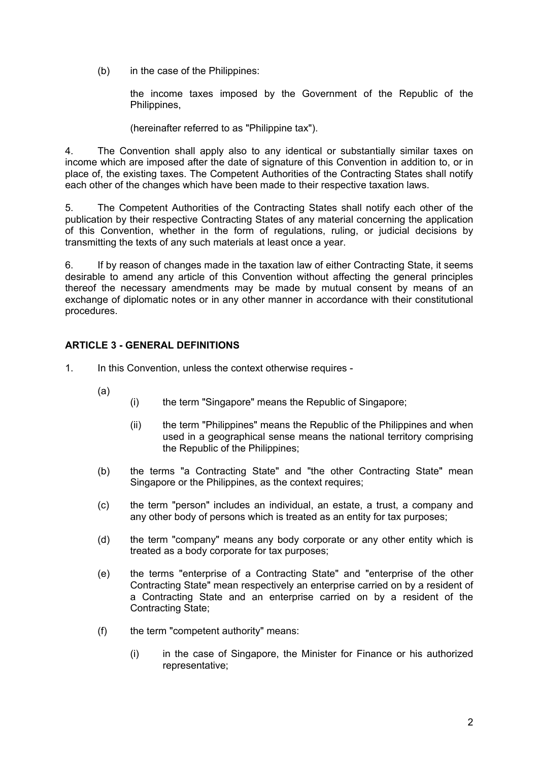(b) in the case of the Philippines:

the income taxes imposed by the Government of the Republic of the Philippines,

(hereinafter referred to as "Philippine tax").

4. The Convention shall apply also to any identical or substantially similar taxes on income which are imposed after the date of signature of this Convention in addition to, or in place of, the existing taxes. The Competent Authorities of the Contracting States shall notify each other of the changes which have been made to their respective taxation laws.

5. The Competent Authorities of the Contracting States shall notify each other of the publication by their respective Contracting States of any material concerning the application of this Convention, whether in the form of regulations, ruling, or judicial decisions by transmitting the texts of any such materials at least once a year.

6. If by reason of changes made in the taxation law of either Contracting State, it seems desirable to amend any article of this Convention without affecting the general principles thereof the necessary amendments may be made by mutual consent by means of an exchange of diplomatic notes or in any other manner in accordance with their constitutional procedures.

## ARTICLE 3 - GENERAL DEFINITIONS

1. In this Convention, unless the context otherwise requires -

   (a)
   
   (i) the term "Singapore" means the Republic of Singapore;

   (ii) the term "Philippines" means the Republic of the Philippines and when used in a geographical sense means the national territory comprising the Republic of the Philippines;

   (b) the terms "a Contracting State" and "the other Contracting State" mean Singapore or the Philippines, as the context requires;

   (c) the term "person" includes an individual, an estate, a trust, a company and any other body of persons which is treated as an entity for tax purposes;

   (d) the term "company" means any body corporate or any other entity which is treated as a body corporate for tax purposes;

   (e) the terms "enterprise of a Contracting State" and "enterprise of the other Contracting State" mean respectively an enterprise carried on by a resident of a Contracting State and an enterprise carried on by a resident of the Contracting State;

   (f) the term "competent authority" means:

   (i) in the case of Singapore, the Minister for Finance or his authorized representative;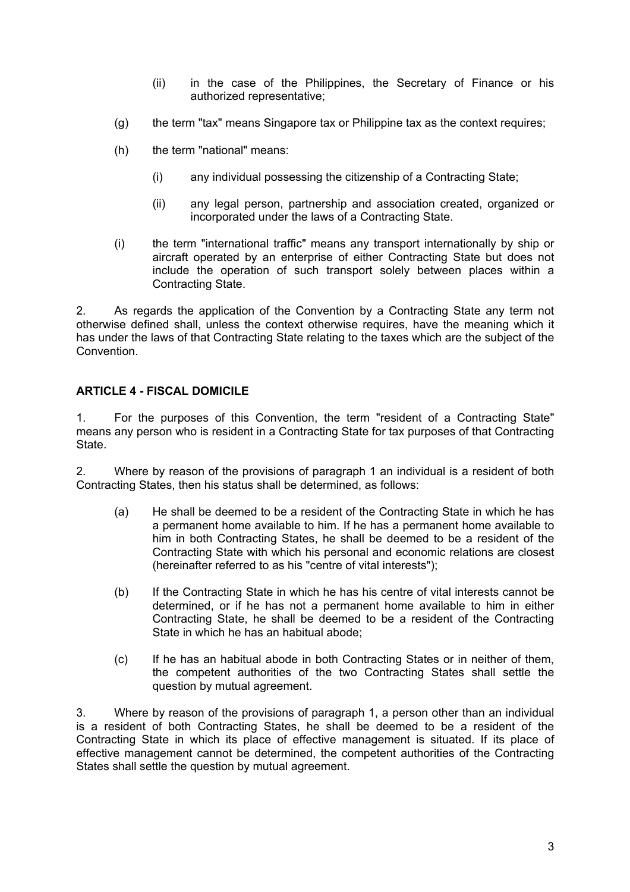(ii) in the case of the Philippines, the Secretary of Finance or his authorized representative;

(g) the term "tax" means Singapore tax or Philippine tax as the context requires;

(h) the term "national" means:

(i) any individual possessing the citizenship of a Contracting State;

(ii) any legal person, partnership and association created, organized or incorporated under the laws of a Contracting State.

(i) the term "international traffic" means any transport internationally by ship or aircraft operated by an enterprise of either Contracting State but does not include the operation of such transport solely between places within a Contracting State.

2. As regards the application of the Convention by a Contracting State any term not otherwise defined shall, unless the context otherwise requires, have the meaning which it has under the laws of that Contracting State relating to the taxes which are the subject of the Convention.

### ARTICLE 4 - FISCAL DOMICILE

1. For the purposes of this Convention, the term "resident of a Contracting State" means any person who is resident in a Contracting State for tax purposes of that Contracting State.

2. Where by reason of the provisions of paragraph 1 an individual is a resident of both Contracting States, then his status shall be determined, as follows:

(a) He shall be deemed to be a resident of the Contracting State in which he has a permanent home available to him. If he has a permanent home available to him in both Contracting States, he shall be deemed to be a resident of the Contracting State with which his personal and economic relations are closest (hereinafter referred to as his "centre of vital interests");

(b) If the Contracting State in which he has his centre of vital interests cannot be determined, or if he has not a permanent home available to him in either Contracting State, he shall be deemed to be a resident of the Contracting State in which he has an habitual abode;

(c) If he has an habitual abode in both Contracting States or in neither of them, the competent authorities of the two Contracting States shall settle the question by mutual agreement.

3. Where by reason of the provisions of paragraph 1, a person other than an individual is a resident of both Contracting States, he shall be deemed to be a resident of the Contracting State in which its place of effective management is situated. If its place of effective management cannot be determined, the competent authorities of the Contracting States shall settle the question by mutual agreement.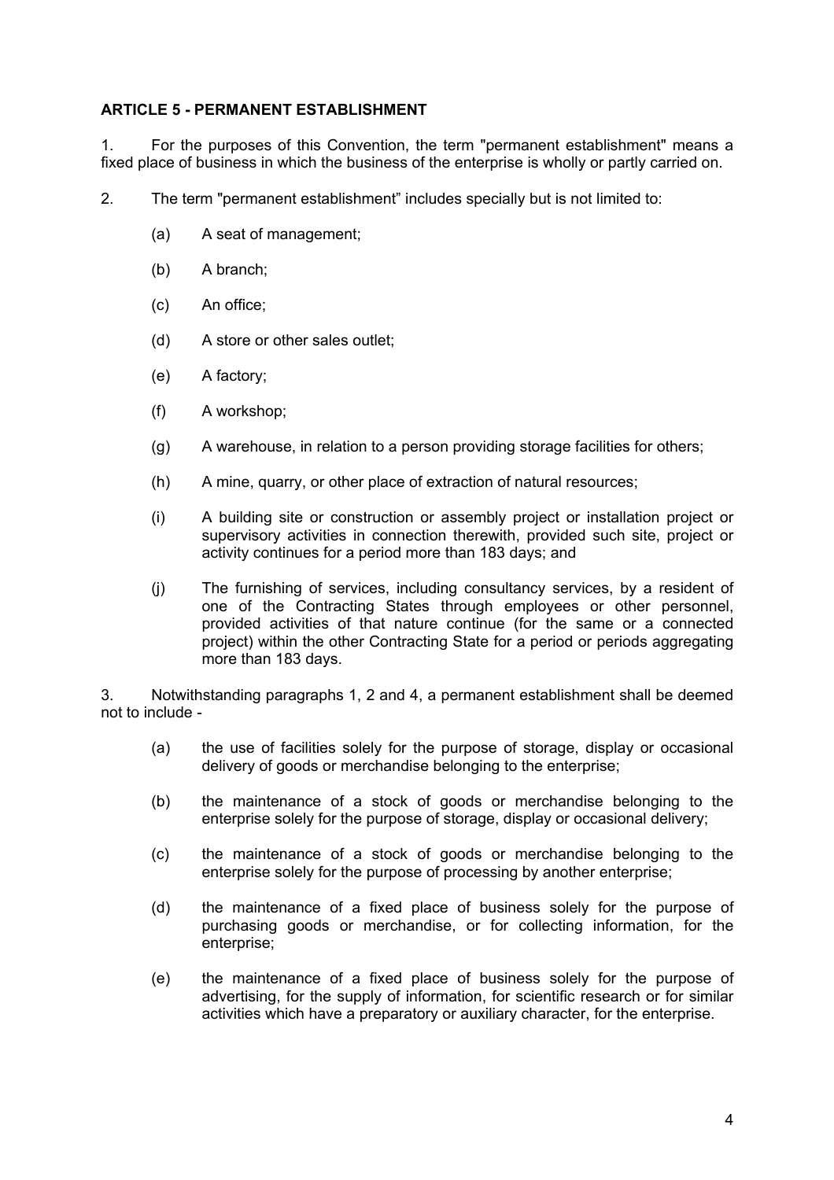**ARTICLE 5 - PERMANENT ESTABLISHMENT**

1. For the purposes of this Convention, the term "permanent establishment" means a fixed place of business in which the business of the enterprise is wholly or partly carried on.

2. The term "permanent establishment" includes specially but is not limited to:

   (a) A seat of management;

   (b) A branch;

   (c) An office;

   (d) A store or other sales outlet;

   (e) A factory;

   (f) A workshop;

   (g) A warehouse, in relation to a person providing storage facilities for others;

   (h) A mine, quarry, or other place of extraction of natural resources;

   (i) A building site or construction or assembly project or installation project or supervisory activities in connection therewith, provided such site, project or activity continues for a period more than 183 days; and

   (j) The furnishing of services, including consultancy services, by a resident of one of the Contracting States through employees or other personnel, provided activities of that nature continue (for the same or a connected project) within the other Contracting State for a period or periods aggregating more than 183 days.

3. Notwithstanding paragraphs 1, 2 and 4, a permanent establishment shall be deemed not to include -

   (a) the use of facilities solely for the purpose of storage, display or occasional delivery of goods or merchandise belonging to the enterprise;

   (b) the maintenance of a stock of goods or merchandise belonging to the enterprise solely for the purpose of storage, display or occasional delivery;

   (c) the maintenance of a stock of goods or merchandise belonging to the enterprise solely for the purpose of processing by another enterprise;

   (d) the maintenance of a fixed place of business solely for the purpose of purchasing goods or merchandise, or for collecting information, for the enterprise;

   (e) the maintenance of a fixed place of business solely for the purpose of advertising, for the supply of information, for scientific research or for similar activities which have a preparatory or auxiliary character, for the enterprise.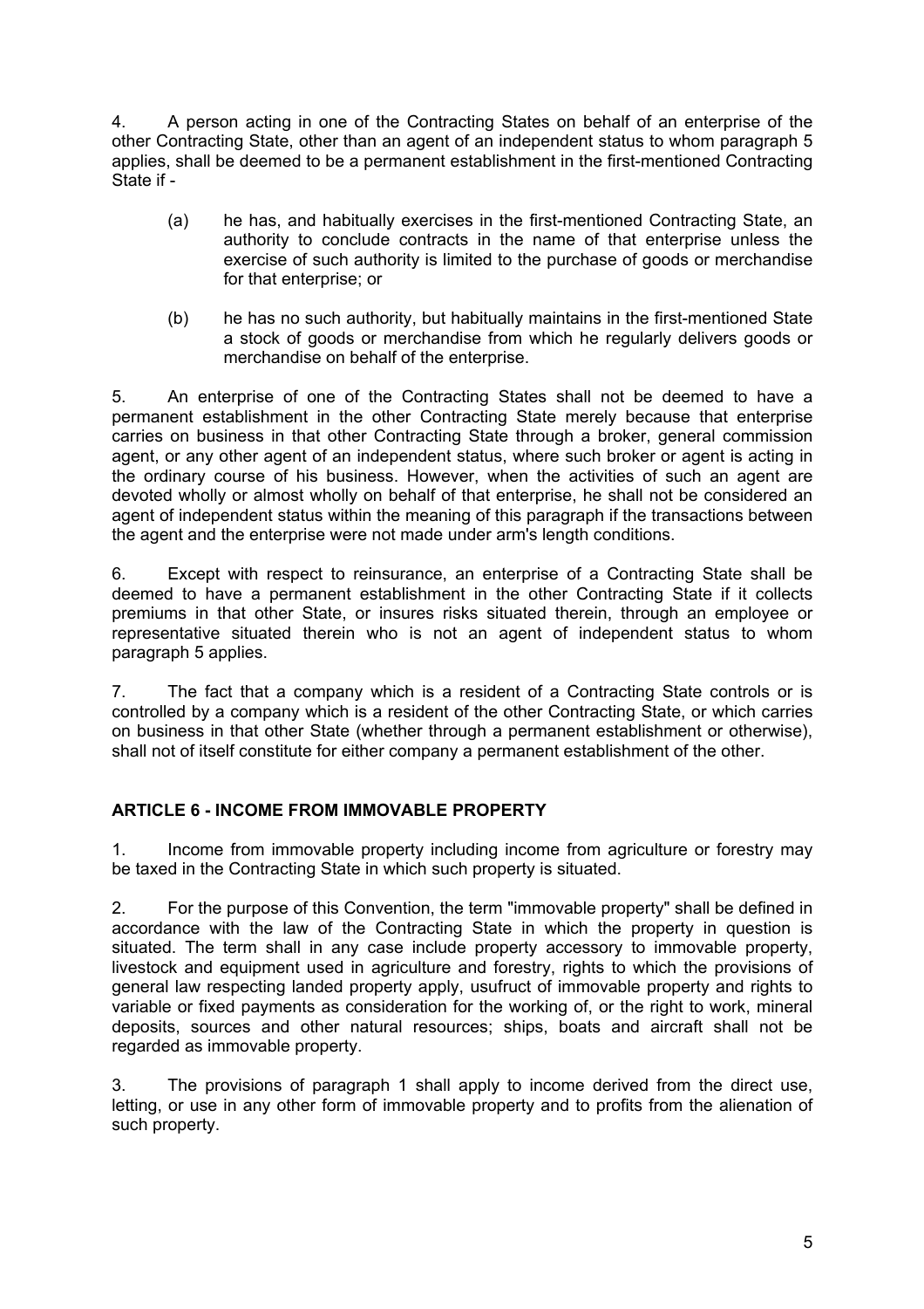4. A person acting in one of the Contracting States on behalf of an enterprise of the other Contracting State, other than an agent of an independent status to whom paragraph 5 applies, shall be deemed to be a permanent establishment in the first-mentioned Contracting State if -

(a) he has, and habitually exercises in the first-mentioned Contracting State, an authority to conclude contracts in the name of that enterprise unless the exercise of such authority is limited to the purchase of goods or merchandise for that enterprise; or

(b) he has no such authority, but habitually maintains in the first-mentioned State a stock of goods or merchandise from which he regularly delivers goods or merchandise on behalf of the enterprise.

5. An enterprise of one of the Contracting States shall not be deemed to have a permanent establishment in the other Contracting State merely because that enterprise carries on business in that other Contracting State through a broker, general commission agent, or any other agent of an independent status, where such broker or agent is acting in the ordinary course of his business. However, when the activities of such an agent are devoted wholly or almost wholly on behalf of that enterprise, he shall not be considered an agent of independent status within the meaning of this paragraph if the transactions between the agent and the enterprise were not made under arm's length conditions.

6. Except with respect to reinsurance, an enterprise of a Contracting State shall be deemed to have a permanent establishment in the other Contracting State if it collects premiums in that other State, or insures risks situated therein, through an employee or representative situated therein who is not an agent of independent status to whom paragraph 5 applies.

7. The fact that a company which is a resident of a Contracting State controls or is controlled by a company which is a resident of the other Contracting State, or which carries on business in that other State (whether through a permanent establishment or otherwise), shall not of itself constitute for either company a permanent establishment of the other.

## ARTICLE 6 - INCOME FROM IMMOVABLE PROPERTY

1. Income from immovable property including income from agriculture or forestry may be taxed in the Contracting State in which such property is situated.

2. For the purpose of this Convention, the term "immovable property" shall be defined in accordance with the law of the Contracting State in which the property in question is situated. The term shall in any case include property accessory to immovable property, livestock and equipment used in agriculture and forestry, rights to which the provisions of general law respecting landed property apply, usufruct of immovable property and rights to variable or fixed payments as consideration for the working of, or the right to work, mineral deposits, sources and other natural resources; ships, boats and aircraft shall not be regarded as immovable property.

3. The provisions of paragraph 1 shall apply to income derived from the direct use, letting, or use in any other form of immovable property and to profits from the alienation of such property.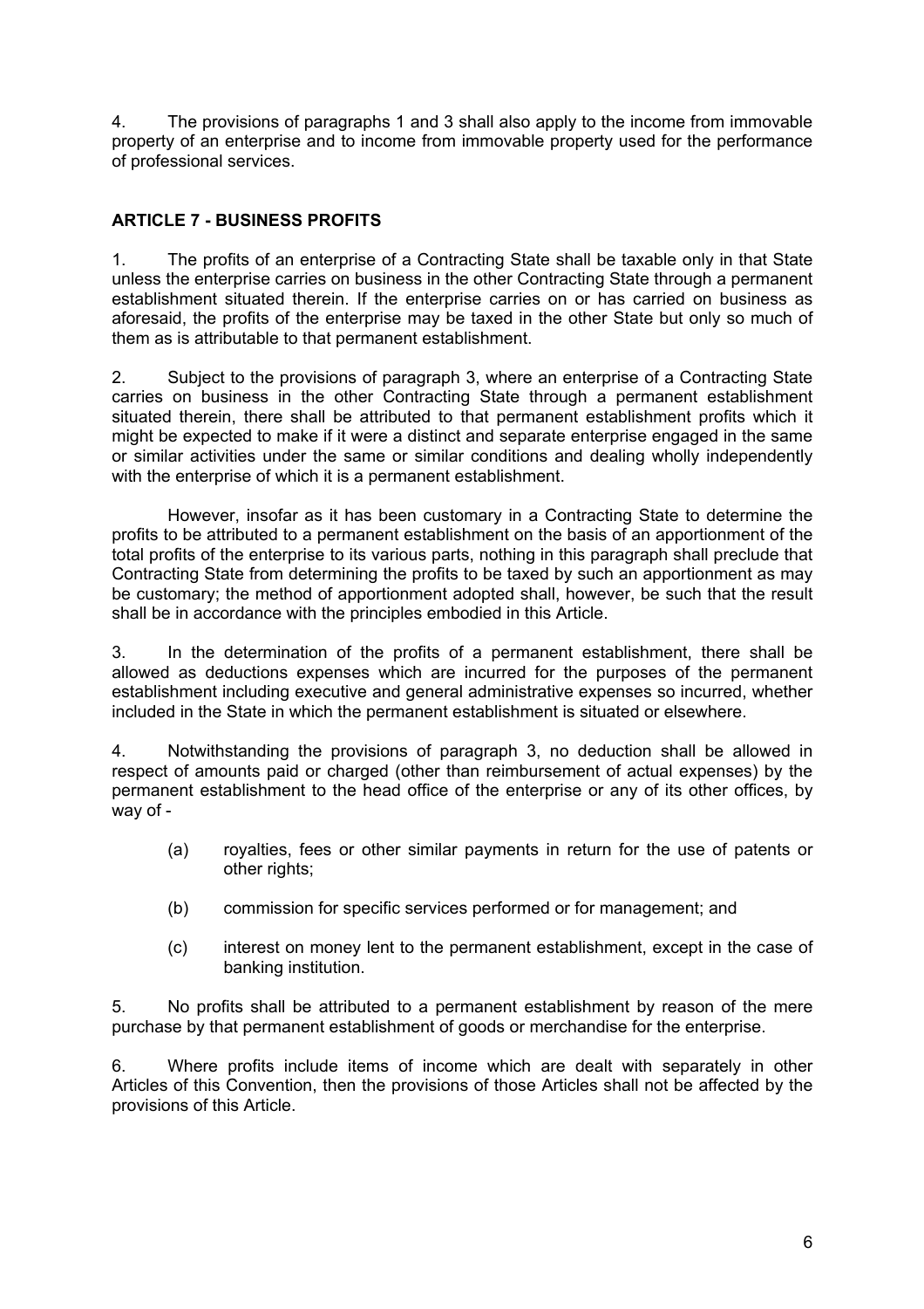4. The provisions of paragraphs 1 and 3 shall also apply to the income from immovable property of an enterprise and to income from immovable property used for the performance of professional services.

## ARTICLE 7 - BUSINESS PROFITS

1. The profits of an enterprise of a Contracting State shall be taxable only in that State unless the enterprise carries on business in the other Contracting State through a permanent establishment situated therein. If the enterprise carries on or has carried on business as aforesaid, the profits of the enterprise may be taxed in the other State but only so much of them as is attributable to that permanent establishment.

2. Subject to the provisions of paragraph 3, where an enterprise of a Contracting State carries on business in the other Contracting State through a permanent establishment situated therein, there shall be attributed to that permanent establishment profits which it might be expected to make if it were a distinct and separate enterprise engaged in the same or similar activities under the same or similar conditions and dealing wholly independently with the enterprise of which it is a permanent establishment.

However, insofar as it has been customary in a Contracting State to determine the profits to be attributed to a permanent establishment on the basis of an apportionment of the total profits of the enterprise to its various parts, nothing in this paragraph shall preclude that Contracting State from determining the profits to be taxed by such an apportionment as may be customary; the method of apportionment adopted shall, however, be such that the result shall be in accordance with the principles embodied in this Article.

3. In the determination of the profits of a permanent establishment, there shall be allowed as deductions expenses which are incurred for the purposes of the permanent establishment including executive and general administrative expenses so incurred, whether included in the State in which the permanent establishment is situated or elsewhere.

4. Notwithstanding the provisions of paragraph 3, no deduction shall be allowed in respect of amounts paid or charged (other than reimbursement of actual expenses) by the permanent establishment to the head office of the enterprise or any of its other offices, by way of -

(a) royalties, fees or other similar payments in return for the use of patents or other rights;

(b) commission for specific services performed or for management; and

(c) interest on money lent to the permanent establishment, except in the case of banking institution.

5. No profits shall be attributed to a permanent establishment by reason of the mere purchase by that permanent establishment of goods or merchandise for the enterprise.

6. Where profits include items of income which are dealt with separately in other Articles of this Convention, then the provisions of those Articles shall not be affected by the provisions of this Article.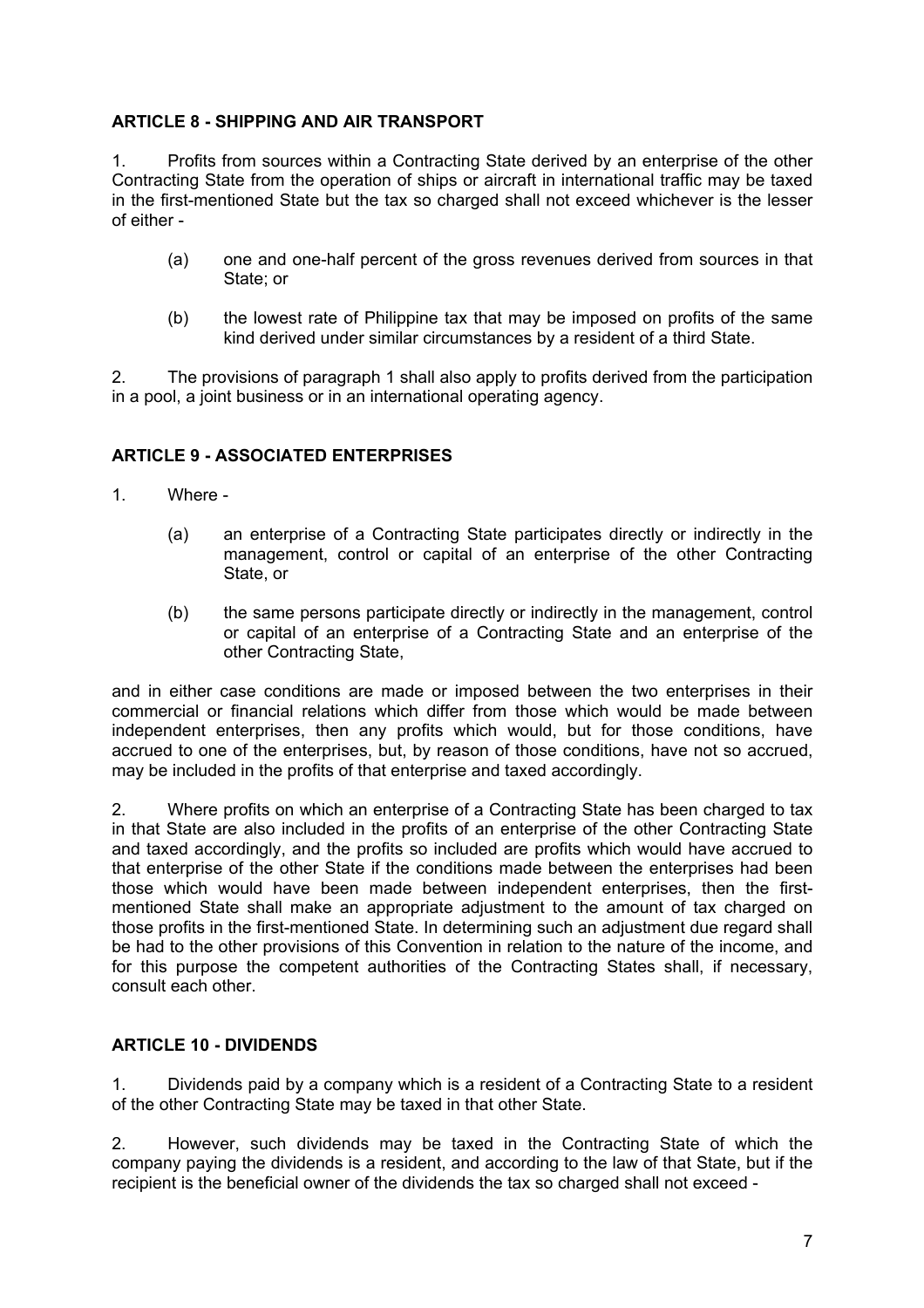### ARTICLE 8 - SHIPPING AND AIR TRANSPORT

1. Profits from sources within a Contracting State derived by an enterprise of the other Contracting State from the operation of ships or aircraft in international traffic may be taxed in the first-mentioned State but the tax so charged shall not exceed whichever is the lesser of either -

   (a) one and one-half percent of the gross revenues derived from sources in that State; or

   (b) the lowest rate of Philippine tax that may be imposed on profits of the same kind derived under similar circumstances by a resident of a third State.

2. The provisions of paragraph 1 shall also apply to profits derived from the participation in a pool, a joint business or in an international operating agency.

### ARTICLE 9 - ASSOCIATED ENTERPRISES

1. Where -

   (a) an enterprise of a Contracting State participates directly or indirectly in the management, control or capital of an enterprise of the other Contracting State, or

   (b) the same persons participate directly or indirectly in the management, control or capital of an enterprise of a Contracting State and an enterprise of the other Contracting State,

and in either case conditions are made or imposed between the two enterprises in their commercial or financial relations which differ from those which would be made between independent enterprises, then any profits which would, but for those conditions, have accrued to one of the enterprises, but, by reason of those conditions, have not so accrued, may be included in the profits of that enterprise and taxed accordingly.

2. Where profits on which an enterprise of a Contracting State has been charged to tax in that State are also included in the profits of an enterprise of the other Contracting State and taxed accordingly, and the profits so included are profits which would have accrued to that enterprise of the other State if the conditions made between the enterprises had been those which would have been made between independent enterprises, then the first-mentioned State shall make an appropriate adjustment to the amount of tax charged on those profits in the first-mentioned State. In determining such an adjustment due regard shall be had to the other provisions of this Convention in relation to the nature of the income, and for this purpose the competent authorities of the Contracting States shall, if necessary, consult each other.

### ARTICLE 10 - DIVIDENDS

1. Dividends paid by a company which is a resident of a Contracting State to a resident of the other Contracting State may be taxed in that other State.

2. However, such dividends may be taxed in the Contracting State of which the company paying the dividends is a resident, and according to the law of that State, but if the recipient is the beneficial owner of the dividends the tax so charged shall not exceed -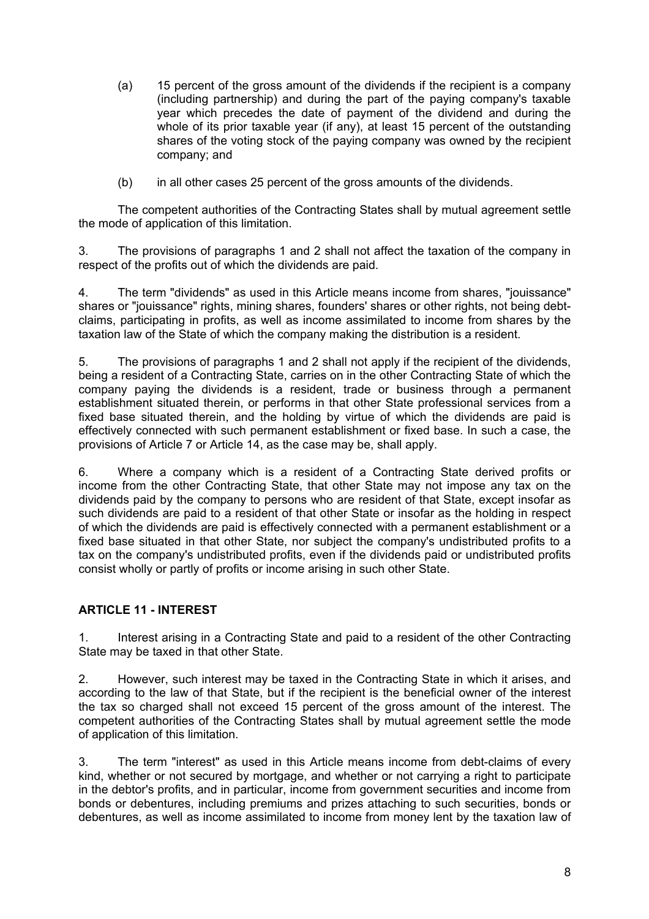(a) 15 percent of the gross amount of the dividends if the recipient is a company (including partnership) and during the part of the paying company's taxable year which precedes the date of payment of the dividend and during the whole of its prior taxable year (if any), at least 15 percent of the outstanding shares of the voting stock of the paying company was owned by the recipient company; and

(b) in all other cases 25 percent of the gross amounts of the dividends.

The competent authorities of the Contracting States shall by mutual agreement settle the mode of application of this limitation.

3. The provisions of paragraphs 1 and 2 shall not affect the taxation of the company in respect of the profits out of which the dividends are paid.

4. The term "dividends" as used in this Article means income from shares, "jouissance" shares or "jouissance" rights, mining shares, founders' shares or other rights, not being debt-claims, participating in profits, as well as income assimilated to income from shares by the taxation law of the State of which the company making the distribution is a resident.

5. The provisions of paragraphs 1 and 2 shall not apply if the recipient of the dividends, being a resident of a Contracting State, carries on in the other Contracting State of which the company paying the dividends is a resident, trade or business through a permanent establishment situated therein, or performs in that other State professional services from a fixed base situated therein, and the holding by virtue of which the dividends are paid is effectively connected with such permanent establishment or fixed base. In such a case, the provisions of Article 7 or Article 14, as the case may be, shall apply.

6. Where a company which is a resident of a Contracting State derived profits or income from the other Contracting State, that other State may not impose any tax on the dividends paid by the company to persons who are resident of that State, except insofar as such dividends are paid to a resident of that other State or insofar as the holding in respect of which the dividends are paid is effectively connected with a permanent establishment or a fixed base situated in that other State, nor subject the company's undistributed profits to a tax on the company's undistributed profits, even if the dividends paid or undistributed profits consist wholly or partly of profits or income arising in such other State.

## ARTICLE 11 - INTEREST

1. Interest arising in a Contracting State and paid to a resident of the other Contracting State may be taxed in that other State.

2. However, such interest may be taxed in the Contracting State in which it arises, and according to the law of that State, but if the recipient is the beneficial owner of the interest the tax so charged shall not exceed 15 percent of the gross amount of the interest. The competent authorities of the Contracting States shall by mutual agreement settle the mode of application of this limitation.

3. The term "interest" as used in this Article means income from debt-claims of every kind, whether or not secured by mortgage, and whether or not carrying a right to participate in the debtor's profits, and in particular, income from government securities and income from bonds or debentures, including premiums and prizes attaching to such securities, bonds or debentures, as well as income assimilated to income from money lent by the taxation law of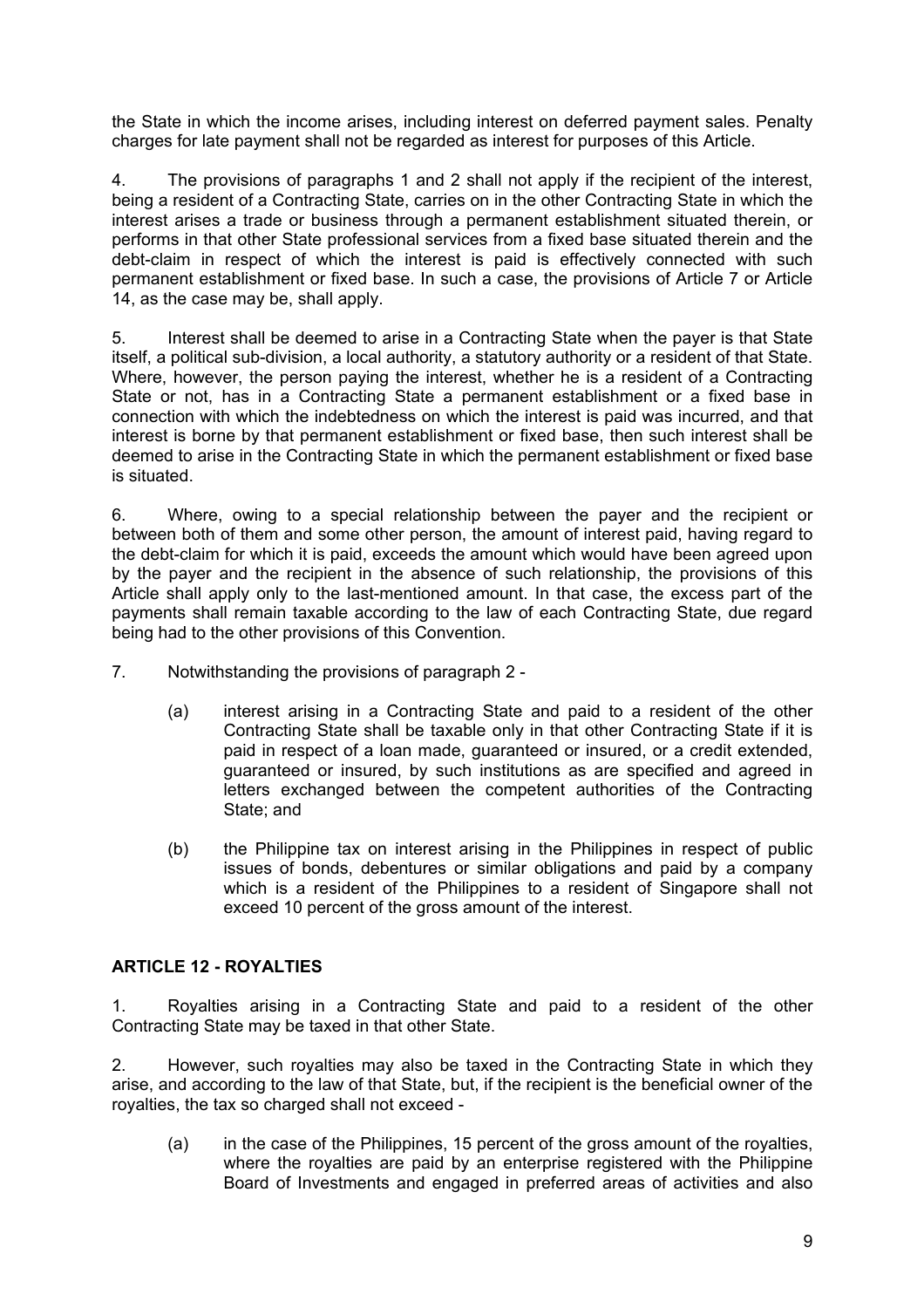the State in which the income arises, including interest on deferred payment sales. Penalty charges for late payment shall not be regarded as interest for purposes of this Article.

4. The provisions of paragraphs 1 and 2 shall not apply if the recipient of the interest, being a resident of a Contracting State, carries on in the other Contracting State in which the interest arises a trade or business through a permanent establishment situated therein, or performs in that other State professional services from a fixed base situated therein and the debt-claim in respect of which the interest is paid is effectively connected with such permanent establishment or fixed base. In such a case, the provisions of Article 7 or Article 14, as the case may be, shall apply.

5. Interest shall be deemed to arise in a Contracting State when the payer is that State itself, a political sub-division, a local authority, a statutory authority or a resident of that State. Where, however, the person paying the interest, whether he is a resident of a Contracting State or not, has in a Contracting State a permanent establishment or a fixed base in connection with which the indebtedness on which the interest is paid was incurred, and that interest is borne by that permanent establishment or fixed base, then such interest shall be deemed to arise in the Contracting State in which the permanent establishment or fixed base is situated.

6. Where, owing to a special relationship between the payer and the recipient or between both of them and some other person, the amount of interest paid, having regard to the debt-claim for which it is paid, exceeds the amount which would have been agreed upon by the payer and the recipient in the absence of such relationship, the provisions of this Article shall apply only to the last-mentioned amount. In that case, the excess part of the payments shall remain taxable according to the law of each Contracting State, due regard being had to the other provisions of this Convention.

7. Notwithstanding the provisions of paragraph 2 -

   (a) interest arising in a Contracting State and paid to a resident of the other Contracting State shall be taxable only in that other Contracting State if it is paid in respect of a loan made, guaranteed or insured, or a credit extended, guaranteed or insured, by such institutions as are specified and agreed in letters exchanged between the competent authorities of the Contracting State; and

   (b) the Philippine tax on interest arising in the Philippines in respect of public issues of bonds, debentures or similar obligations and paid by a company which is a resident of the Philippines to a resident of Singapore shall not exceed 10 percent of the gross amount of the interest.

## ARTICLE 12 - ROYALTIES

1. Royalties arising in a Contracting State and paid to a resident of the other Contracting State may be taxed in that other State.

2. However, such royalties may also be taxed in the Contracting State in which they arise, and according to the law of that State, but, if the recipient is the beneficial owner of the royalties, the tax so charged shall not exceed -

   (a) in the case of the Philippines, 15 percent of the gross amount of the royalties, where the royalties are paid by an enterprise registered with the Philippine Board of Investments and engaged in preferred areas of activities and also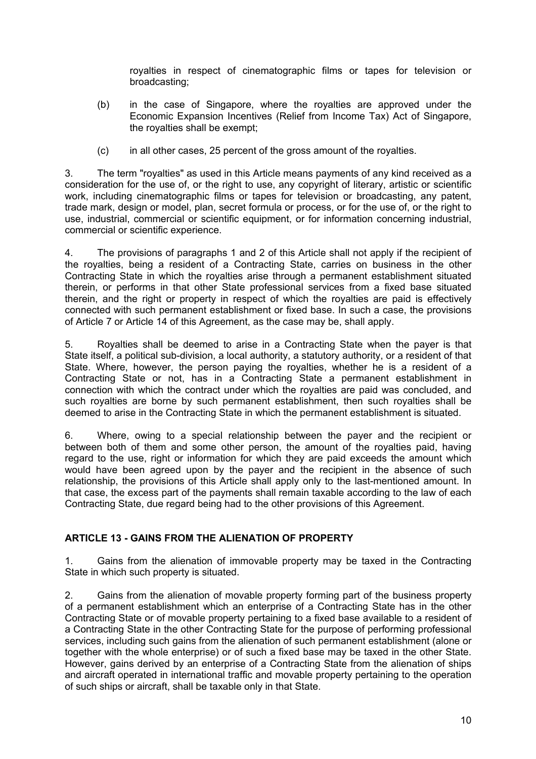royalties in respect of cinematographic films or tapes for television or broadcasting;

(b) in the case of Singapore, where the royalties are approved under the Economic Expansion Incentives (Relief from Income Tax) Act of Singapore, the royalties shall be exempt;

(c) in all other cases, 25 percent of the gross amount of the royalties.

3. The term "royalties" as used in this Article means payments of any kind received as a consideration for the use of, or the right to use, any copyright of literary, artistic or scientific work, including cinematographic films or tapes for television or broadcasting, any patent, trade mark, design or model, plan, secret formula or process, or for the use of, or the right to use, industrial, commercial or scientific equipment, or for information concerning industrial, commercial or scientific experience.

4. The provisions of paragraphs 1 and 2 of this Article shall not apply if the recipient of the royalties, being a resident of a Contracting State, carries on business in the other Contracting State in which the royalties arise through a permanent establishment situated therein, or performs in that other State professional services from a fixed base situated therein, and the right or property in respect of which the royalties are paid is effectively connected with such permanent establishment or fixed base. In such a case, the provisions of Article 7 or Article 14 of this Agreement, as the case may be, shall apply.

5. Royalties shall be deemed to arise in a Contracting State when the payer is that State itself, a political sub-division, a local authority, a statutory authority, or a resident of that State. Where, however, the person paying the royalties, whether he is a resident of a Contracting State or not, has in a Contracting State a permanent establishment in connection with which the contract under which the royalties are paid was concluded, and such royalties are borne by such permanent establishment, then such royalties shall be deemed to arise in the Contracting State in which the permanent establishment is situated.

6. Where, owing to a special relationship between the payer and the recipient or between both of them and some other person, the amount of the royalties paid, having regard to the use, right or information for which they are paid exceeds the amount which would have been agreed upon by the payer and the recipient in the absence of such relationship, the provisions of this Article shall apply only to the last-mentioned amount. In that case, the excess part of the payments shall remain taxable according to the law of each Contracting State, due regard being had to the other provisions of this Agreement.

## ARTICLE 13 - GAINS FROM THE ALIENATION OF PROPERTY

1. Gains from the alienation of immovable property may be taxed in the Contracting State in which such property is situated.

2. Gains from the alienation of movable property forming part of the business property of a permanent establishment which an enterprise of a Contracting State has in the other Contracting State or of movable property pertaining to a fixed base available to a resident of a Contracting State in the other Contracting State for the purpose of performing professional services, including such gains from the alienation of such permanent establishment (alone or together with the whole enterprise) or of such a fixed base may be taxed in the other State. However, gains derived by an enterprise of a Contracting State from the alienation of ships and aircraft operated in international traffic and movable property pertaining to the operation of such ships or aircraft, shall be taxable only in that State.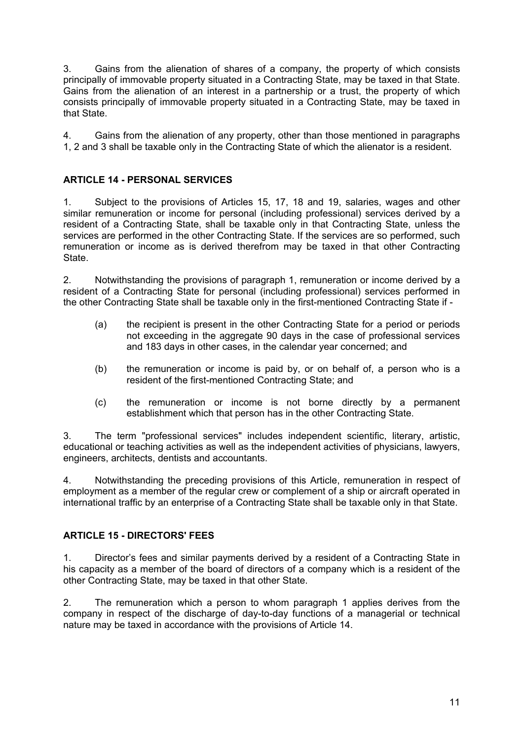3. Gains from the alienation of shares of a company, the property of which consists principally of immovable property situated in a Contracting State, may be taxed in that State. Gains from the alienation of an interest in a partnership or a trust, the property of which consists principally of immovable property situated in a Contracting State, may be taxed in that State.

4. Gains from the alienation of any property, other than those mentioned in paragraphs 1, 2 and 3 shall be taxable only in the Contracting State of which the alienator is a resident.

## ARTICLE 14 - PERSONAL SERVICES

1. Subject to the provisions of Articles 15, 17, 18 and 19, salaries, wages and other similar remuneration or income for personal (including professional) services derived by a resident of a Contracting State, shall be taxable only in that Contracting State, unless the services are performed in the other Contracting State. If the services are so performed, such remuneration or income as is derived therefrom may be taxed in that other Contracting State.

2. Notwithstanding the provisions of paragraph 1, remuneration or income derived by a resident of a Contracting State for personal (including professional) services performed in the other Contracting State shall be taxable only in the first-mentioned Contracting State if -

   (a) the recipient is present in the other Contracting State for a period or periods not exceeding in the aggregate 90 days in the case of professional services and 183 days in other cases, in the calendar year concerned; and

   (b) the remuneration or income is paid by, or on behalf of, a person who is a resident of the first-mentioned Contracting State; and

   (c) the remuneration or income is not borne directly by a permanent establishment which that person has in the other Contracting State.

3. The term "professional services" includes independent scientific, literary, artistic, educational or teaching activities as well as the independent activities of physicians, lawyers, engineers, architects, dentists and accountants.

4. Notwithstanding the preceding provisions of this Article, remuneration in respect of employment as a member of the regular crew or complement of a ship or aircraft operated in international traffic by an enterprise of a Contracting State shall be taxable only in that State.

## ARTICLE 15 - DIRECTORS' FEES

1. Director's fees and similar payments derived by a resident of a Contracting State in his capacity as a member of the board of directors of a company which is a resident of the other Contracting State, may be taxed in that other State.

2. The remuneration which a person to whom paragraph 1 applies derives from the company in respect of the discharge of day-to-day functions of a managerial or technical nature may be taxed in accordance with the provisions of Article 14.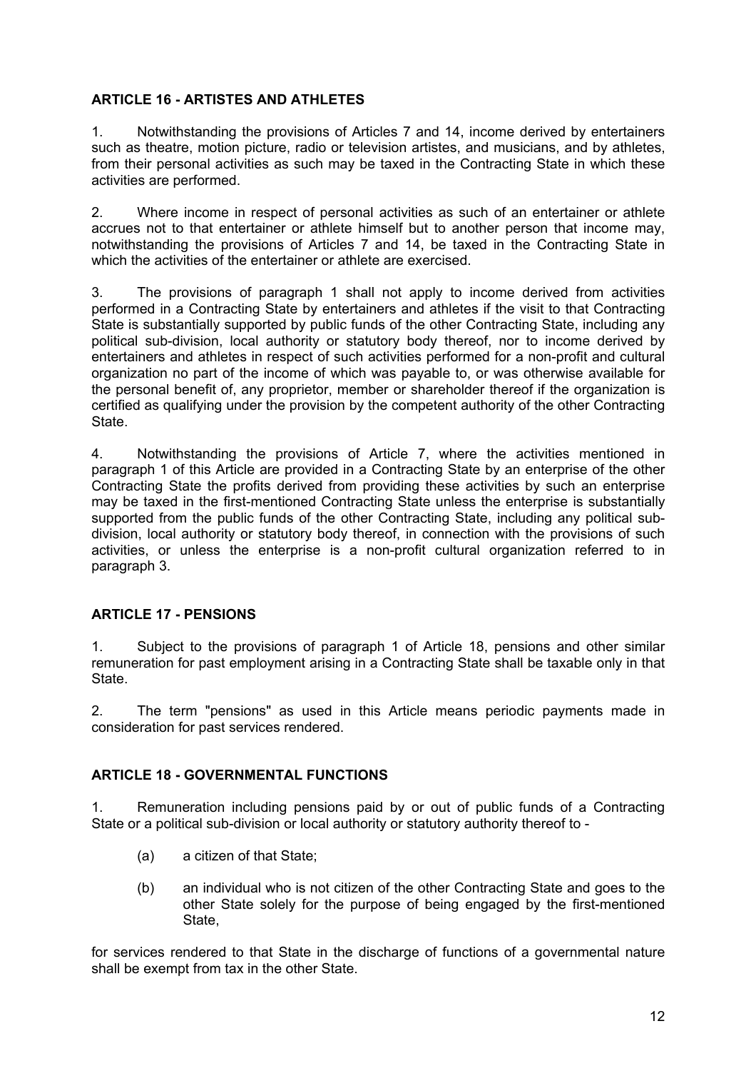## ARTICLE 16 - ARTISTES AND ATHLETES

1. Notwithstanding the provisions of Articles 7 and 14, income derived by entertainers such as theatre, motion picture, radio or television artistes, and musicians, and by athletes, from their personal activities as such may be taxed in the Contracting State in which these activities are performed.

2. Where income in respect of personal activities as such of an entertainer or athlete accrues not to that entertainer or athlete himself but to another person that income may, notwithstanding the provisions of Articles 7 and 14, be taxed in the Contracting State in which the activities of the entertainer or athlete are exercised.

3. The provisions of paragraph 1 shall not apply to income derived from activities performed in a Contracting State by entertainers and athletes if the visit to that Contracting State is substantially supported by public funds of the other Contracting State, including any political sub-division, local authority or statutory body thereof, nor to income derived by entertainers and athletes in respect of such activities performed for a non-profit and cultural organization no part of the income of which was payable to, or was otherwise available for the personal benefit of, any proprietor, member or shareholder thereof if the organization is certified as qualifying under the provision by the competent authority of the other Contracting State.

4. Notwithstanding the provisions of Article 7, where the activities mentioned in paragraph 1 of this Article are provided in a Contracting State by an enterprise of the other Contracting State the profits derived from providing these activities by such an enterprise may be taxed in the first-mentioned Contracting State unless the enterprise is substantially supported from the public funds of the other Contracting State, including any political sub-division, local authority or statutory body thereof, in connection with the provisions of such activities, or unless the enterprise is a non-profit cultural organization referred to in paragraph 3.

## ARTICLE 17 - PENSIONS

1. Subject to the provisions of paragraph 1 of Article 18, pensions and other similar remuneration for past employment arising in a Contracting State shall be taxable only in that State.

2. The term "pensions" as used in this Article means periodic payments made in consideration for past services rendered.

## ARTICLE 18 - GOVERNMENTAL FUNCTIONS

1. Remuneration including pensions paid by or out of public funds of a Contracting State or a political sub-division or local authority or statutory authority thereof to -

   (a) a citizen of that State;

   (b) an individual who is not citizen of the other Contracting State and goes to the other State solely for the purpose of being engaged by the first-mentioned State,

for services rendered to that State in the discharge of functions of a governmental nature shall be exempt from tax in the other State.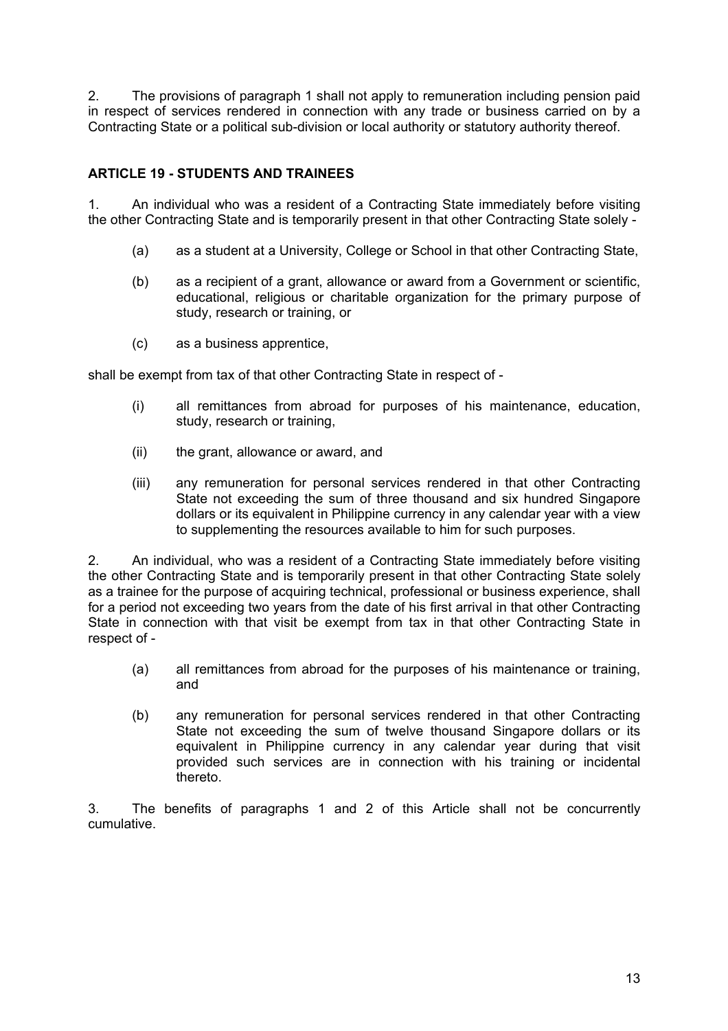2. The provisions of paragraph 1 shall not apply to remuneration including pension paid in respect of services rendered in connection with any trade or business carried on by a Contracting State or a political sub-division or local authority or statutory authority thereof.

## ARTICLE 19 - STUDENTS AND TRAINEES

1. An individual who was a resident of a Contracting State immediately before visiting the other Contracting State and is temporarily present in that other Contracting State solely -

   (a) as a student at a University, College or School in that other Contracting State,

   (b) as a recipient of a grant, allowance or award from a Government or scientific, educational, religious or charitable organization for the primary purpose of study, research or training, or

   (c) as a business apprentice,

shall be exempt from tax of that other Contracting State in respect of -

   (i) all remittances from abroad for purposes of his maintenance, education, study, research or training,

   (ii) the grant, allowance or award, and

   (iii) any remuneration for personal services rendered in that other Contracting State not exceeding the sum of three thousand and six hundred Singapore dollars or its equivalent in Philippine currency in any calendar year with a view to supplementing the resources available to him for such purposes.

2. An individual, who was a resident of a Contracting State immediately before visiting the other Contracting State and is temporarily present in that other Contracting State solely as a trainee for the purpose of acquiring technical, professional or business experience, shall for a period not exceeding two years from the date of his first arrival in that other Contracting State in connection with that visit be exempt from tax in that other Contracting State in respect of -

   (a) all remittances from abroad for the purposes of his maintenance or training, and

   (b) any remuneration for personal services rendered in that other Contracting State not exceeding the sum of twelve thousand Singapore dollars or its equivalent in Philippine currency in any calendar year during that visit provided such services are in connection with his training or incidental thereto.

3. The benefits of paragraphs 1 and 2 of this Article shall not be concurrently cumulative.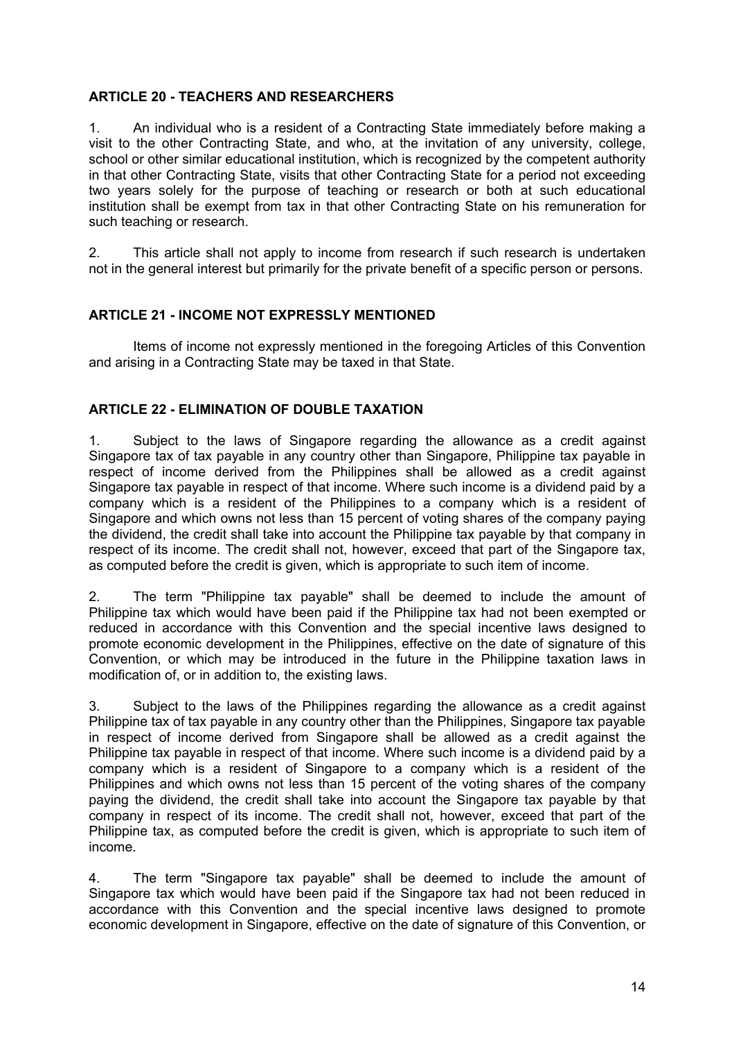### ARTICLE 20 - TEACHERS AND RESEARCHERS

1. An individual who is a resident of a Contracting State immediately before making a visit to the other Contracting State, and who, at the invitation of any university, college, school or other similar educational institution, which is recognized by the competent authority in that other Contracting State, visits that other Contracting State for a period not exceeding two years solely for the purpose of teaching or research or both at such educational institution shall be exempt from tax in that other Contracting State on his remuneration for such teaching or research.

2. This article shall not apply to income from research if such research is undertaken not in the general interest but primarily for the private benefit of a specific person or persons.

### ARTICLE 21 - INCOME NOT EXPRESSLY MENTIONED

Items of income not expressly mentioned in the foregoing Articles of this Convention and arising in a Contracting State may be taxed in that State.

### ARTICLE 22 - ELIMINATION OF DOUBLE TAXATION

1. Subject to the laws of Singapore regarding the allowance as a credit against Singapore tax of tax payable in any country other than Singapore, Philippine tax payable in respect of income derived from the Philippines shall be allowed as a credit against Singapore tax payable in respect of that income. Where such income is a dividend paid by a company which is a resident of the Philippines to a company which is a resident of Singapore and which owns not less than 15 percent of voting shares of the company paying the dividend, the credit shall take into account the Philippine tax payable by that company in respect of its income. The credit shall not, however, exceed that part of the Singapore tax, as computed before the credit is given, which is appropriate to such item of income.

2. The term "Philippine tax payable" shall be deemed to include the amount of Philippine tax which would have been paid if the Philippine tax had not been exempted or reduced in accordance with this Convention and the special incentive laws designed to promote economic development in the Philippines, effective on the date of signature of this Convention, or which may be introduced in the future in the Philippine taxation laws in modification of, or in addition to, the existing laws.

3. Subject to the laws of the Philippines regarding the allowance as a credit against Philippine tax of tax payable in any country other than the Philippines, Singapore tax payable in respect of income derived from Singapore shall be allowed as a credit against the Philippine tax payable in respect of that income. Where such income is a dividend paid by a company which is a resident of Singapore to a company which is a resident of the Philippines and which owns not less than 15 percent of the voting shares of the company paying the dividend, the credit shall take into account the Singapore tax payable by that company in respect of its income. The credit shall not, however, exceed that part of the Philippine tax, as computed before the credit is given, which is appropriate to such item of income.

4. The term "Singapore tax payable" shall be deemed to include the amount of Singapore tax which would have been paid if the Singapore tax had not been reduced in accordance with this Convention and the special incentive laws designed to promote economic development in Singapore, effective on the date of signature of this Convention, or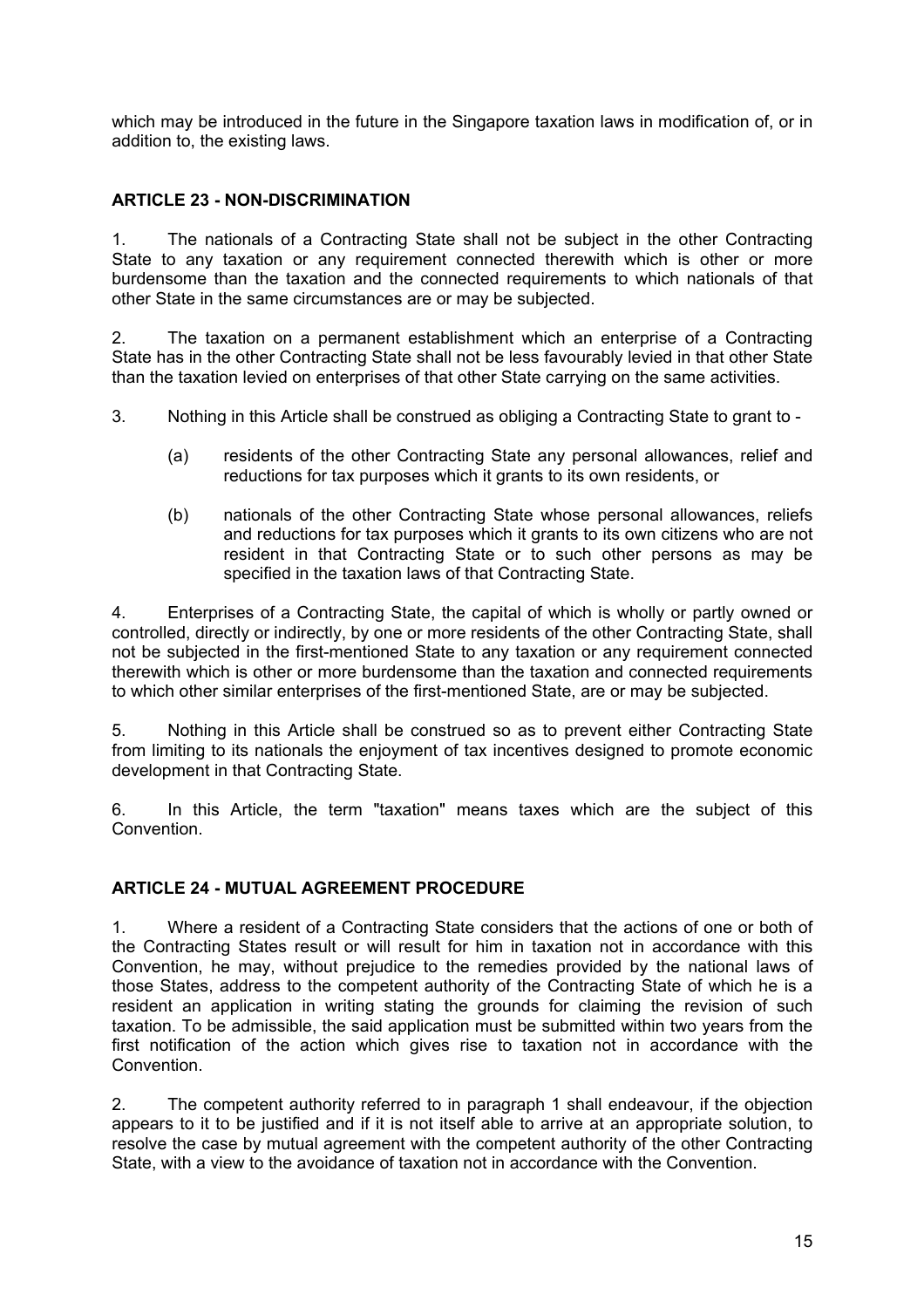which may be introduced in the future in the Singapore taxation laws in modification of, or in addition to, the existing laws.

## ARTICLE 23 - NON-DISCRIMINATION

1. The nationals of a Contracting State shall not be subject in the other Contracting State to any taxation or any requirement connected therewith which is other or more burdensome than the taxation and the connected requirements to which nationals of that other State in the same circumstances are or may be subjected.

2. The taxation on a permanent establishment which an enterprise of a Contracting State has in the other Contracting State shall not be less favourably levied in that other State than the taxation levied on enterprises of that other State carrying on the same activities.

3. Nothing in this Article shall be construed as obliging a Contracting State to grant to -

   (a) residents of the other Contracting State any personal allowances, relief and reductions for tax purposes which it grants to its own residents, or

   (b) nationals of the other Contracting State whose personal allowances, reliefs and reductions for tax purposes which it grants to its own citizens who are not resident in that Contracting State or to such other persons as may be specified in the taxation laws of that Contracting State.

4. Enterprises of a Contracting State, the capital of which is wholly or partly owned or controlled, directly or indirectly, by one or more residents of the other Contracting State, shall not be subjected in the first-mentioned State to any taxation or any requirement connected therewith which is other or more burdensome than the taxation and connected requirements to which other similar enterprises of the first-mentioned State, are or may be subjected.

5. Nothing in this Article shall be construed so as to prevent either Contracting State from limiting to its nationals the enjoyment of tax incentives designed to promote economic development in that Contracting State.

6. In this Article, the term "taxation" means taxes which are the subject of this Convention.

## ARTICLE 24 - MUTUAL AGREEMENT PROCEDURE

1. Where a resident of a Contracting State considers that the actions of one or both of the Contracting States result or will result for him in taxation not in accordance with this Convention, he may, without prejudice to the remedies provided by the national laws of those States, address to the competent authority of the Contracting State of which he is a resident an application in writing stating the grounds for claiming the revision of such taxation. To be admissible, the said application must be submitted within two years from the first notification of the action which gives rise to taxation not in accordance with the Convention.

2. The competent authority referred to in paragraph 1 shall endeavour, if the objection appears to it to be justified and if it is not itself able to arrive at an appropriate solution, to resolve the case by mutual agreement with the competent authority of the other Contracting State, with a view to the avoidance of taxation not in accordance with the Convention.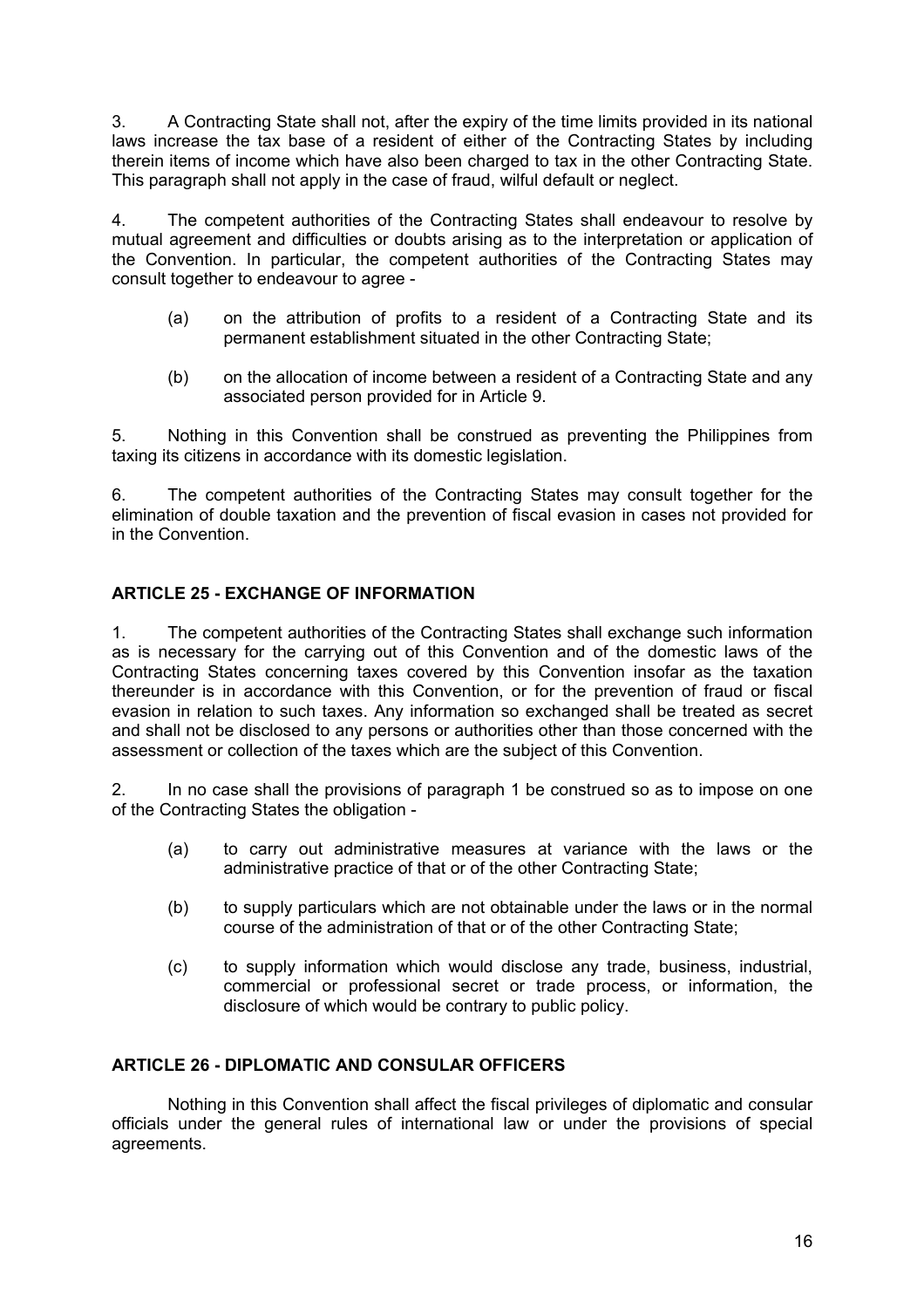3. A Contracting State shall not, after the expiry of the time limits provided in its national laws increase the tax base of a resident of either of the Contracting States by including therein items of income which have also been charged to tax in the other Contracting State. This paragraph shall not apply in the case of fraud, wilful default or neglect.

4. The competent authorities of the Contracting States shall endeavour to resolve by mutual agreement and difficulties or doubts arising as to the interpretation or application of the Convention. In particular, the competent authorities of the Contracting States may consult together to endeavour to agree -

(a) on the attribution of profits to a resident of a Contracting State and its permanent establishment situated in the other Contracting State;

(b) on the allocation of income between a resident of a Contracting State and any associated person provided for in Article 9.

5. Nothing in this Convention shall be construed as preventing the Philippines from taxing its citizens in accordance with its domestic legislation.

6. The competent authorities of the Contracting States may consult together for the elimination of double taxation and the prevention of fiscal evasion in cases not provided for in the Convention.

## ARTICLE 25 - EXCHANGE OF INFORMATION

1. The competent authorities of the Contracting States shall exchange such information as is necessary for the carrying out of this Convention and of the domestic laws of the Contracting States concerning taxes covered by this Convention insofar as the taxation thereunder is in accordance with this Convention, or for the prevention of fraud or fiscal evasion in relation to such taxes. Any information so exchanged shall be treated as secret and shall not be disclosed to any persons or authorities other than those concerned with the assessment or collection of the taxes which are the subject of this Convention.

2. In no case shall the provisions of paragraph 1 be construed so as to impose on one of the Contracting States the obligation -

(a) to carry out administrative measures at variance with the laws or the administrative practice of that or of the other Contracting State;

(b) to supply particulars which are not obtainable under the laws or in the normal course of the administration of that or of the other Contracting State;

(c) to supply information which would disclose any trade, business, industrial, commercial or professional secret or trade process, or information, the disclosure of which would be contrary to public policy.

## ARTICLE 26 - DIPLOMATIC AND CONSULAR OFFICERS

Nothing in this Convention shall affect the fiscal privileges of diplomatic and consular officials under the general rules of international law or under the provisions of special agreements.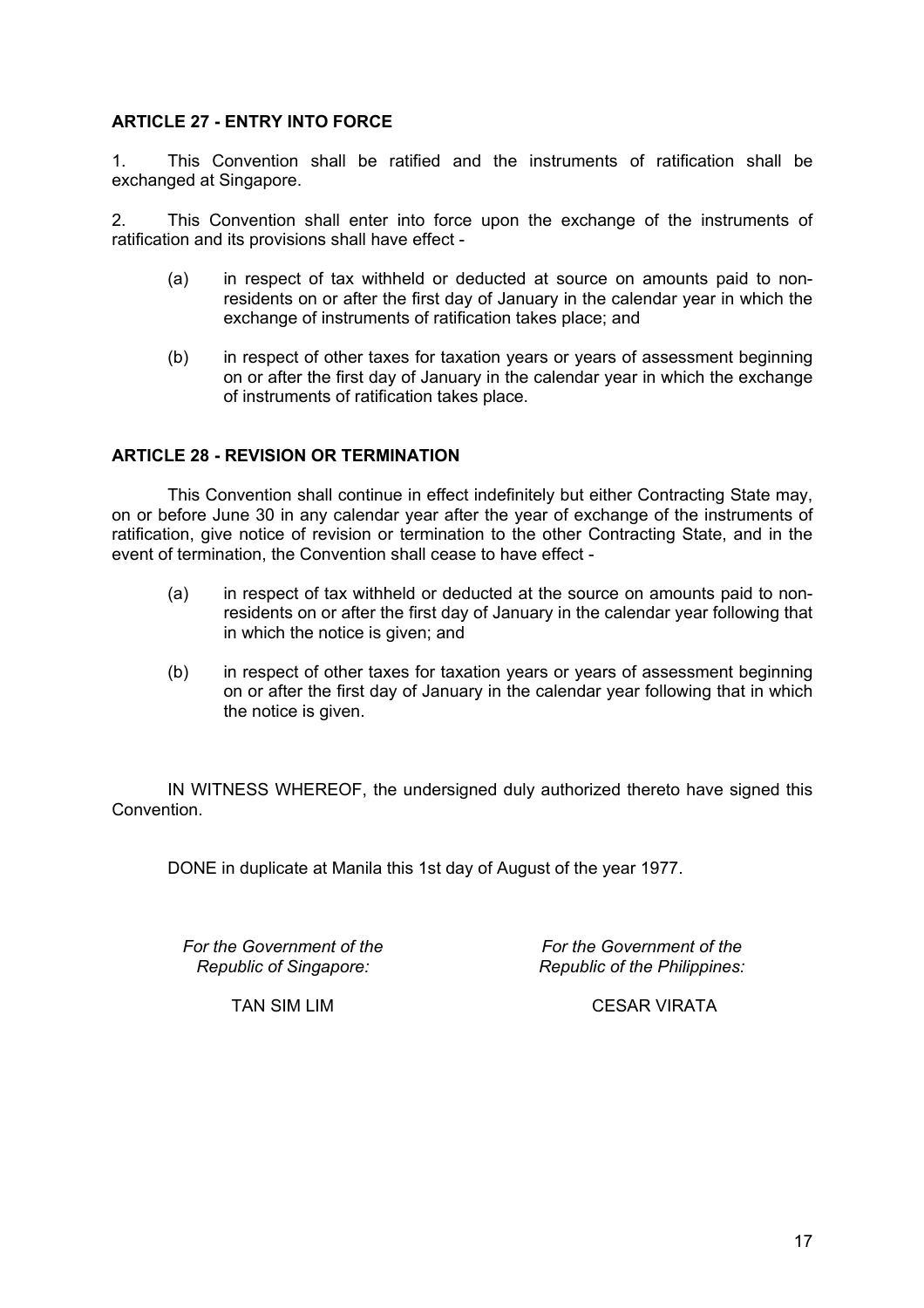## ARTICLE 27 - ENTRY INTO FORCE

1. This Convention shall be ratified and the instruments of ratification shall be exchanged at Singapore.

2. This Convention shall enter into force upon the exchange of the instruments of ratification and its provisions shall have effect -

   (a) in respect of tax withheld or deducted at source on amounts paid to non-residents on or after the first day of January in the calendar year in which the exchange of instruments of ratification takes place; and

   (b) in respect of other taxes for taxation years or years of assessment beginning on or after the first day of January in the calendar year in which the exchange of instruments of ratification takes place.

## ARTICLE 28 - REVISION OR TERMINATION

This Convention shall continue in effect indefinitely but either Contracting State may, on or before June 30 in any calendar year after the year of exchange of the instruments of ratification, give notice of revision or termination to the other Contracting State, and in the event of termination, the Convention shall cease to have effect -

(a) in respect of tax withheld or deducted at the source on amounts paid to non-residents on or after the first day of January in the calendar year following that in which the notice is given; and

(b) in respect of other taxes for taxation years or years of assessment beginning on or after the first day of January in the calendar year following that in which the notice is given.

IN WITNESS WHEREOF, the undersigned duly authorized thereto have signed this Convention.

DONE in duplicate at Manila this 1st day of August of the year 1977.

| | |
|---|---|
| *For the Government of the Republic of Singapore:* | *For the Government of the Republic of the Philippines:* |
| TAN SIM LIM | CESAR VIRATA |